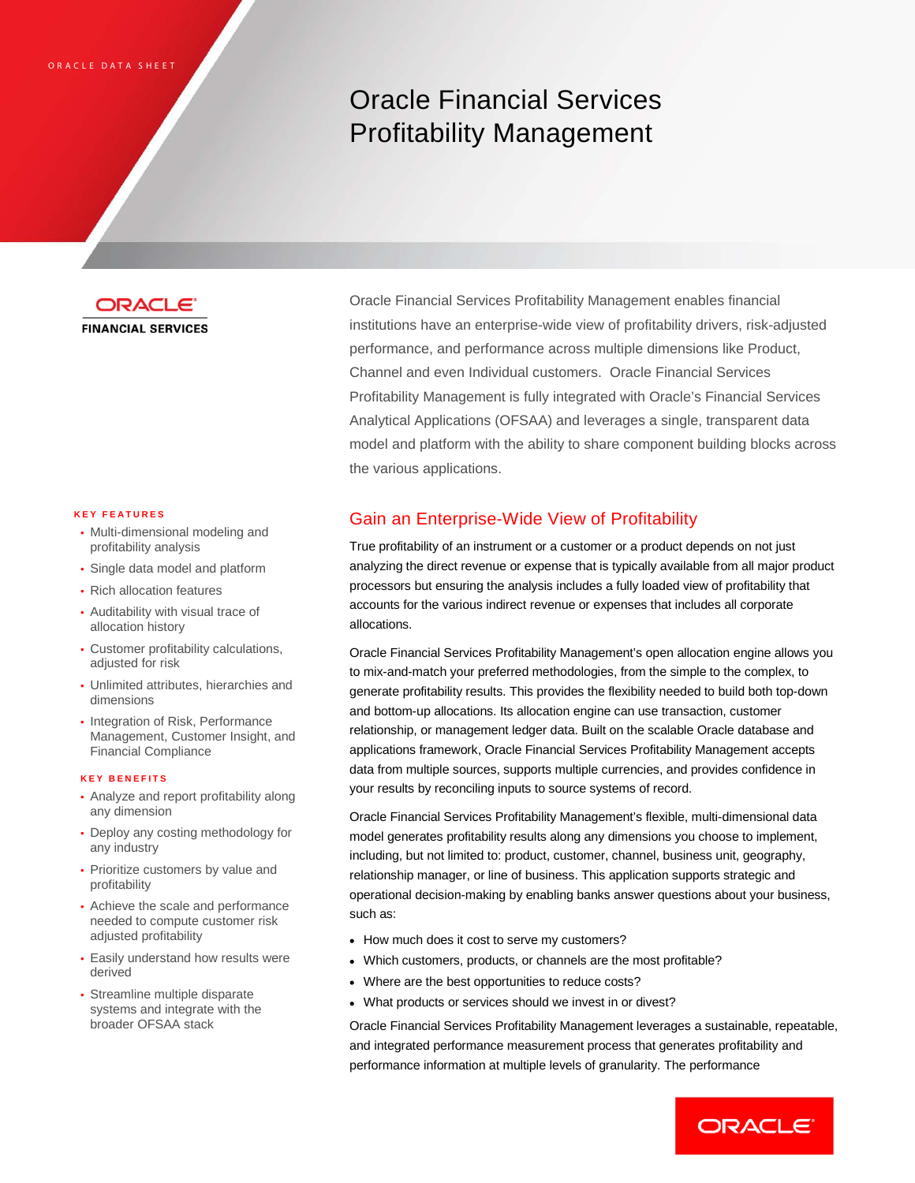ORACLE DATA SHEET

# Oracle Financial Services Profitability Management

ORACLE FINANCIAL SERVICES

Oracle Financial Services Profitability Management enables financial institutions have an enterprise-wide view of profitability drivers, risk-adjusted performance, and performance across multiple dimensions like Product, Channel and even Individual customers. Oracle Financial Services Profitability Management is fully integrated with Oracle's Financial Services Analytical Applications (OFSAA) and leverages a single, transparent data model and platform with the ability to share component building blocks across the various applications.

**KEY FEATURES**

- Multi-dimensional modeling and profitability analysis
- Single data model and platform
- Rich allocation features
- Auditability with visual trace of allocation history
- Customer profitability calculations, adjusted for risk
- Unlimited attributes, hierarchies and dimensions
- Integration of Risk, Performance Management, Customer Insight, and Financial Compliance

**KEY BENEFITS**

- Analyze and report profitability along any dimension
- Deploy any costing methodology for any industry
- Prioritize customers by value and profitability
- Achieve the scale and performance needed to compute customer risk adjusted profitability
- Easily understand how results were derived
- Streamline multiple disparate systems and integrate with the broader OFSAA stack

## Gain an Enterprise-Wide View of Profitability

True profitability of an instrument or a customer or a product depends on not just analyzing the direct revenue or expense that is typically available from all major product processors but ensuring the analysis includes a fully loaded view of profitability that accounts for the various indirect revenue or expenses that includes all corporate allocations.

Oracle Financial Services Profitability Management's open allocation engine allows you to mix-and-match your preferred methodologies, from the simple to the complex, to generate profitability results. This provides the flexibility needed to build both top-down and bottom-up allocations. Its allocation engine can use transaction, customer relationship, or management ledger data. Built on the scalable Oracle database and applications framework, Oracle Financial Services Profitability Management accepts data from multiple sources, supports multiple currencies, and provides confidence in your results by reconciling inputs to source systems of record.

Oracle Financial Services Profitability Management's flexible, multi-dimensional data model generates profitability results along any dimensions you choose to implement, including, but not limited to: product, customer, channel, business unit, geography, relationship manager, or line of business. This application supports strategic and operational decision-making by enabling banks answer questions about your business, such as:

- How much does it cost to serve my customers?
- Which customers, products, or channels are the most profitable?
- Where are the best opportunities to reduce costs?
- What products or services should we invest in or divest?

Oracle Financial Services Profitability Management leverages a sustainable, repeatable, and integrated performance measurement process that generates profitability and performance information at multiple levels of granularity. The performance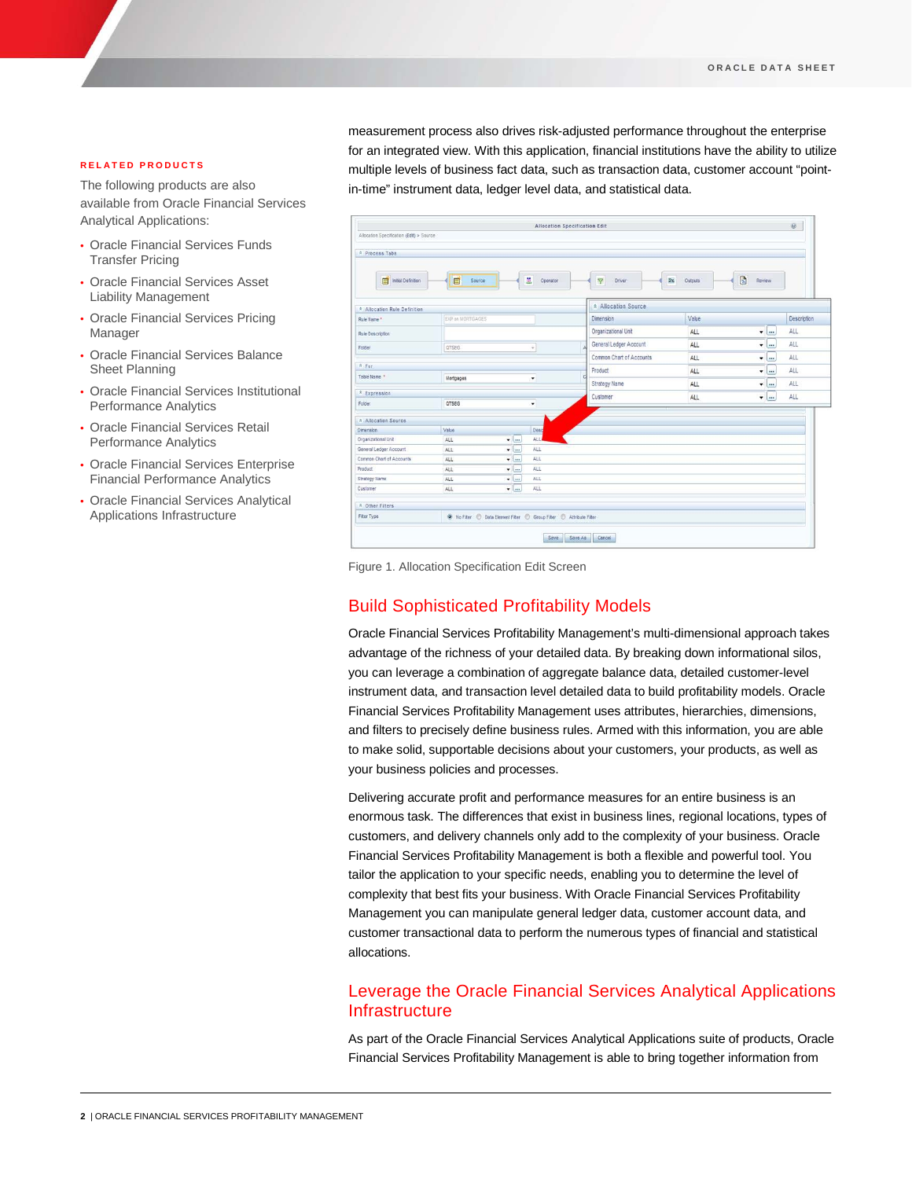## RELATED PRODUCTS

The following products are also available from Oracle Financial Services Analytical Applications:

- Oracle Financial Services Funds Transfer Pricing
- Oracle Financial Services Asset Liability Management
- Oracle Financial Services Pricing Manager
- Oracle Financial Services Balance Sheet Planning
- Oracle Financial Services Institutional Performance Analytics
- Oracle Financial Services Retail Performance Analytics
- Oracle Financial Services Enterprise Financial Performance Analytics
- Oracle Financial Services Analytical Applications Infrastructure

measurement process also drives risk-adjusted performance throughout the enterprise for an integrated view. With this application, financial institutions have the ability to utilize multiple levels of business fact data, such as transaction data, customer account "point-in-time" instrument data, ledger level data, and statistical data.

Figure 1. Allocation Specification Edit Screen

## Build Sophisticated Profitability Models

Oracle Financial Services Profitability Management's multi-dimensional approach takes advantage of the richness of your detailed data. By breaking down informational silos, you can leverage a combination of aggregate balance data, detailed customer-level instrument data, and transaction level detailed data to build profitability models. Oracle Financial Services Profitability Management uses attributes, hierarchies, dimensions, and filters to precisely define business rules. Armed with this information, you are able to make solid, supportable decisions about your customers, your products, as well as your business policies and processes.

Delivering accurate profit and performance measures for an entire business is an enormous task. The differences that exist in business lines, regional locations, types of customers, and delivery channels only add to the complexity of your business. Oracle Financial Services Profitability Management is both a flexible and powerful tool. You tailor the application to your specific needs, enabling you to determine the level of complexity that best fits your business. With Oracle Financial Services Profitability Management you can manipulate general ledger data, customer account data, and customer transactional data to perform the numerous types of financial and statistical allocations.

## Leverage the Oracle Financial Services Analytical Applications Infrastructure

As part of the Oracle Financial Services Analytical Applications suite of products, Oracle Financial Services Profitability Management is able to bring together information from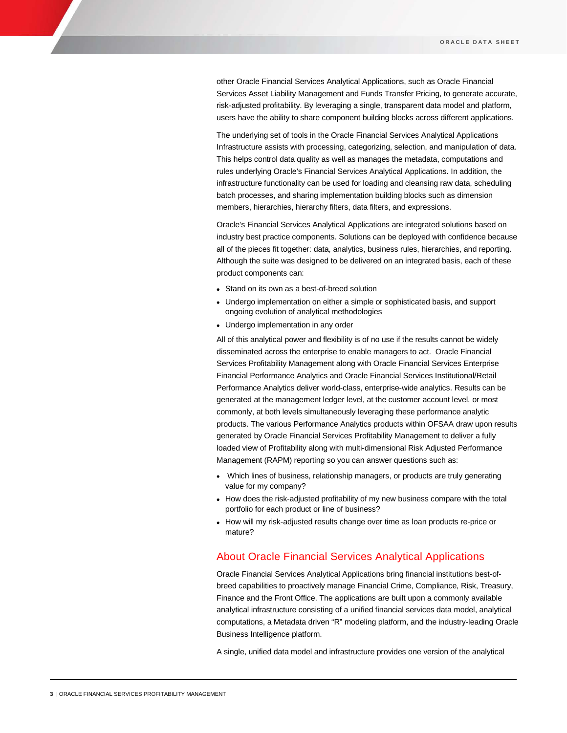other Oracle Financial Services Analytical Applications, such as Oracle Financial Services Asset Liability Management and Funds Transfer Pricing, to generate accurate, risk-adjusted profitability. By leveraging a single, transparent data model and platform, users have the ability to share component building blocks across different applications.

The underlying set of tools in the Oracle Financial Services Analytical Applications Infrastructure assists with processing, categorizing, selection, and manipulation of data. This helps control data quality as well as manages the metadata, computations and rules underlying Oracle's Financial Services Analytical Applications. In addition, the infrastructure functionality can be used for loading and cleansing raw data, scheduling batch processes, and sharing implementation building blocks such as dimension members, hierarchies, hierarchy filters, data filters, and expressions.

Oracle's Financial Services Analytical Applications are integrated solutions based on industry best practice components. Solutions can be deployed with confidence because all of the pieces fit together: data, analytics, business rules, hierarchies, and reporting. Although the suite was designed to be delivered on an integrated basis, each of these product components can:

- Stand on its own as a best-of-breed solution
- Undergo implementation on either a simple or sophisticated basis, and support ongoing evolution of analytical methodologies
- Undergo implementation in any order

All of this analytical power and flexibility is of no use if the results cannot be widely disseminated across the enterprise to enable managers to act. Oracle Financial Services Profitability Management along with Oracle Financial Services Enterprise Financial Performance Analytics and Oracle Financial Services Institutional/Retail Performance Analytics deliver world-class, enterprise-wide analytics. Results can be generated at the management ledger level, at the customer account level, or most commonly, at both levels simultaneously leveraging these performance analytic products. The various Performance Analytics products within OFSAA draw upon results generated by Oracle Financial Services Profitability Management to deliver a fully loaded view of Profitability along with multi-dimensional Risk Adjusted Performance Management (RAPM) reporting so you can answer questions such as:

- Which lines of business, relationship managers, or products are truly generating value for my company?
- How does the risk-adjusted profitability of my new business compare with the total portfolio for each product or line of business?
- How will my risk-adjusted results change over time as loan products re-price or mature?

## About Oracle Financial Services Analytical Applications

Oracle Financial Services Analytical Applications bring financial institutions best-of-breed capabilities to proactively manage Financial Crime, Compliance, Risk, Treasury, Finance and the Front Office. The applications are built upon a commonly available analytical infrastructure consisting of a unified financial services data model, analytical computations, a Metadata driven "R" modeling platform, and the industry-leading Oracle Business Intelligence platform.

A single, unified data model and infrastructure provides one version of the analytical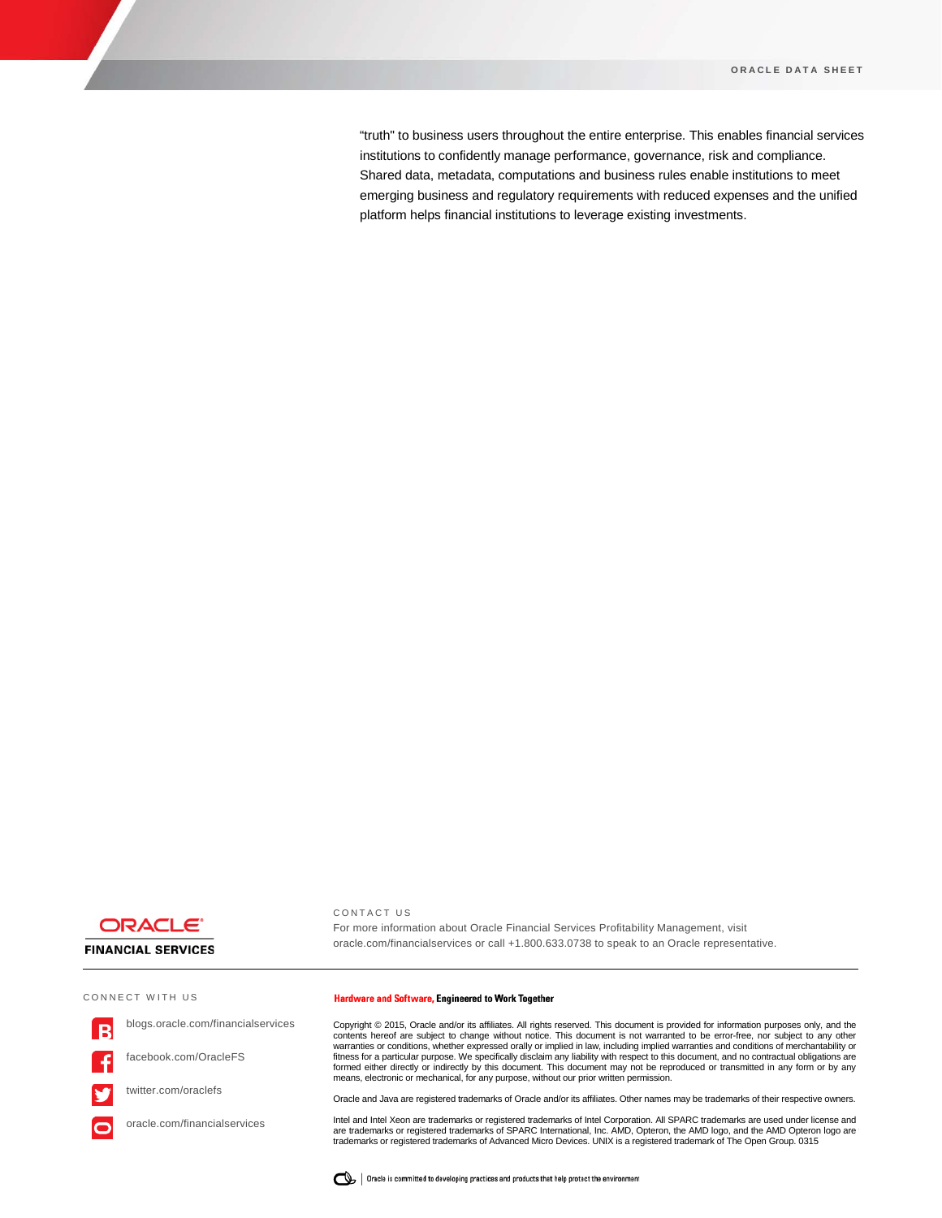"truth" to business users throughout the entire enterprise. This enables financial services institutions to confidently manage performance, governance, risk and compliance. Shared data, metadata, computations and business rules enable institutions to meet emerging business and regulatory requirements with reduced expenses and the unified platform helps financial institutions to leverage existing investments.

ORACLE

FINANCIAL SERVICES

CONTACT US

For more information about Oracle Financial Services Profitability Management, visit oracle.com/financialservices or call +1.800.633.0738 to speak to an Oracle representative.

CONNECT WITH US

- blogs.oracle.com/financialservices
- facebook.com/OracleFS
- twitter.com/oraclefs
- oracle.com/financialservices

**Hardware and Software, Engineered to Work Together**

Copyright © 2015, Oracle and/or its affiliates. All rights reserved. This document is provided for information purposes only, and the contents hereof are subject to change without notice. This document is not warranted to be error-free, nor subject to any other warranties or conditions, whether expressed orally or implied in law, including implied warranties and conditions of merchantability or fitness for a particular purpose. We specifically disclaim any liability with respect to this document, and no contractual obligations are formed either directly or indirectly by this document. This document may not be reproduced or transmitted in any form or by any means, electronic or mechanical, for any purpose, without our prior written permission.

Oracle and Java are registered trademarks of Oracle and/or its affiliates. Other names may be trademarks of their respective owners.

Intel and Intel Xeon are trademarks or registered trademarks of Intel Corporation. All SPARC trademarks are used under license and are trademarks or registered trademarks of SPARC International, Inc. AMD, Opteron, the AMD logo, and the AMD Opteron logo are trademarks or registered trademarks of Advanced Micro Devices. UNIX is a registered trademark of The Open Group. 0315

Oracle is committed to developing practices and products that help protect the environment